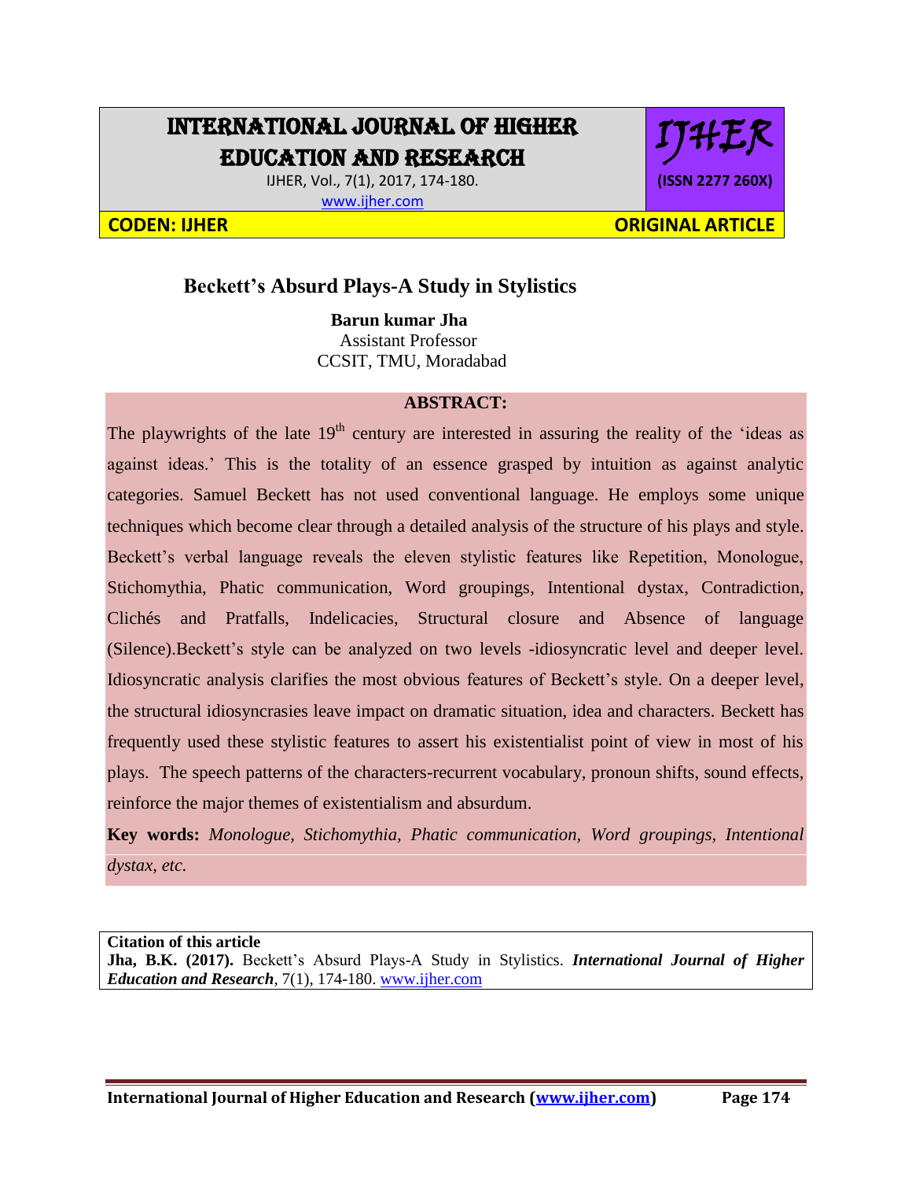# INTERNATIONAL JOURNAL OF HIGHER EDUCATION AND RESEARCH

IJHER, Vol., 7(1), 2017, 174-180.
www.ijher.com

IJHER (ISSN 2277 260X)

**CODEN: IJHER** **ORIGINAL ARTICLE**

## Beckett's Absurd Plays-A Study in Stylistics

**Barun kumar Jha**
Assistant Professor
CCSIT, TMU, Moradabad

### ABSTRACT:

The playwrights of the late 19th century are interested in assuring the reality of the 'ideas as against ideas.' This is the totality of an essence grasped by intuition as against analytic categories. Samuel Beckett has not used conventional language. He employs some unique techniques which become clear through a detailed analysis of the structure of his plays and style. Beckett's verbal language reveals the eleven stylistic features like Repetition, Monologue, Stichomythia, Phatic communication, Word groupings, Intentional dystax, Contradiction, Clichés and Pratfalls, Indelicacies, Structural closure and Absence of language (Silence).Beckett's style can be analyzed on two levels -idiosyncratic level and deeper level. Idiosyncratic analysis clarifies the most obvious features of Beckett's style. On a deeper level, the structural idiosyncrasies leave impact on dramatic situation, idea and characters. Beckett has frequently used these stylistic features to assert his existentialist point of view in most of his plays. The speech patterns of the characters-recurrent vocabulary, pronoun shifts, sound effects, reinforce the major themes of existentialism and absurdum.

**Key words:** *Monologue, Stichomythia, Phatic communication, Word groupings, Intentional dystax, etc.*

**Citation of this article**
**Jha, B.K. (2017).** Beckett's Absurd Plays-A Study in Stylistics. ***International Journal of Higher Education and Research***, 7(1), 174-180. www.ijher.com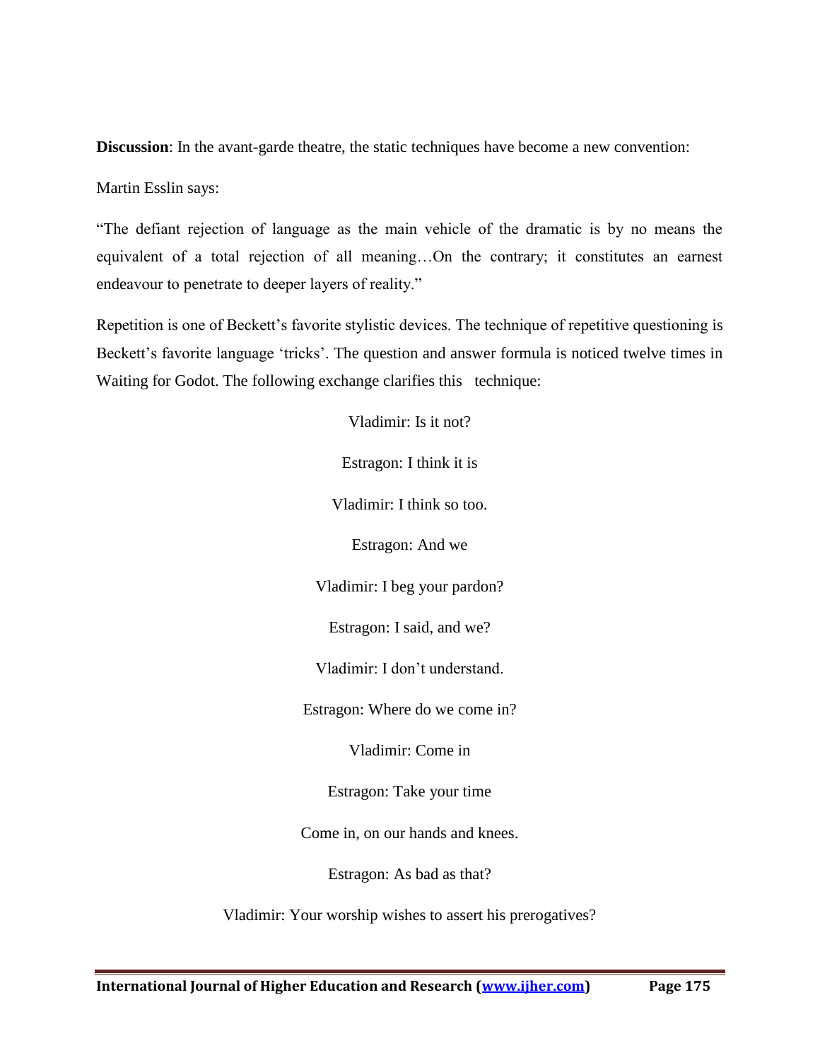**Discussion**: In the avant-garde theatre, the static techniques have become a new convention:

Martin Esslin says:

"The defiant rejection of language as the main vehicle of the dramatic is by no means the equivalent of a total rejection of all meaning…On the contrary; it constitutes an earnest endeavour to penetrate to deeper layers of reality."

Repetition is one of Beckett's favorite stylistic devices. The technique of repetitive questioning is Beckett's favorite language 'tricks'. The question and answer formula is noticed twelve times in Waiting for Godot. The following exchange clarifies this technique:

Vladimir: Is it not?

Estragon: I think it is

Vladimir: I think so too.

Estragon: And we

Vladimir: I beg your pardon?

Estragon: I said, and we?

Vladimir: I don't understand.

Estragon: Where do we come in?

Vladimir: Come in

Estragon: Take your time

Come in, on our hands and knees.

Estragon: As bad as that?

Vladimir: Your worship wishes to assert his prerogatives?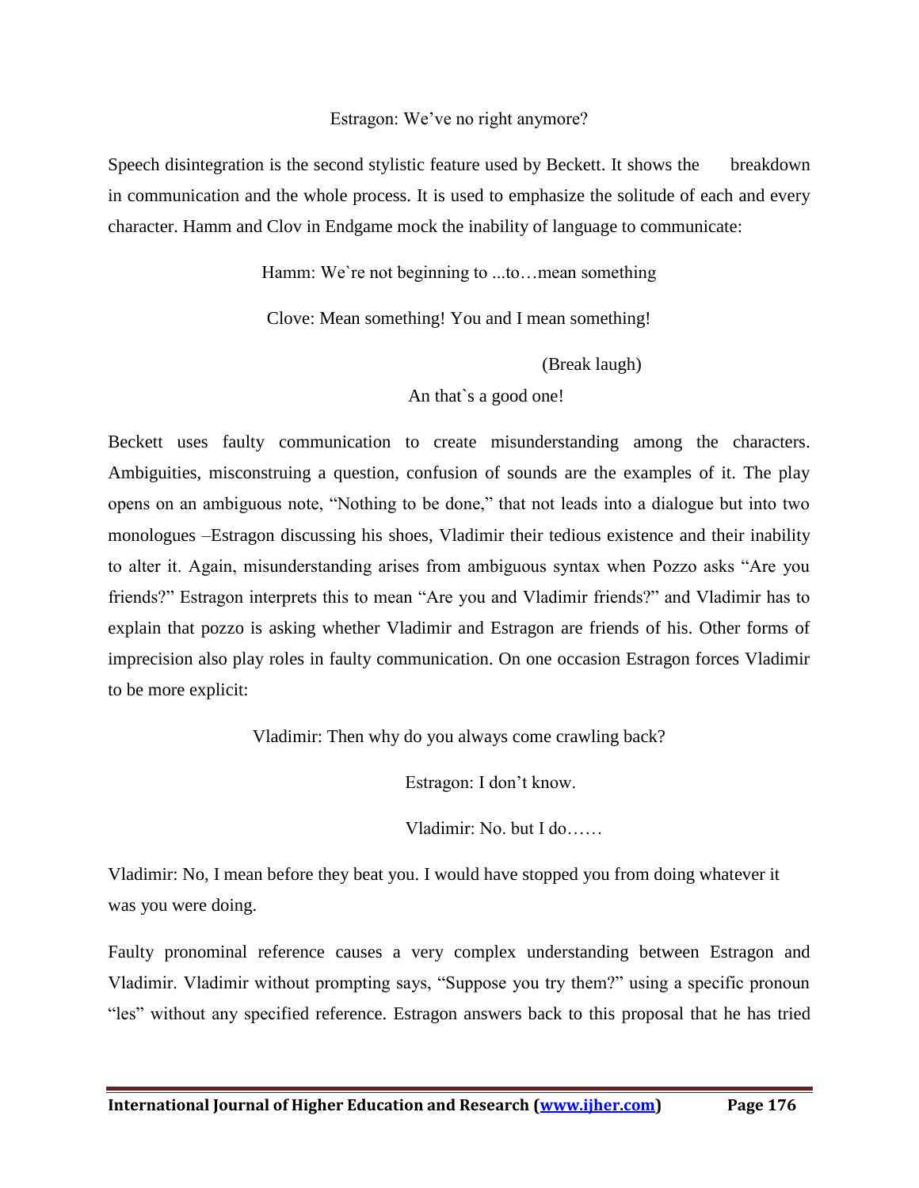Estragon: We've no right anymore?

Speech disintegration is the second stylistic feature used by Beckett. It shows the breakdown in communication and the whole process. It is used to emphasize the solitude of each and every character. Hamm and Clov in Endgame mock the inability of language to communicate:

Hamm: We`re not beginning to ...to…mean something

Clove: Mean something! You and I mean something!

(Break laugh)

An that`s a good one!

Beckett uses faulty communication to create misunderstanding among the characters. Ambiguities, misconstruing a question, confusion of sounds are the examples of it. The play opens on an ambiguous note, "Nothing to be done," that not leads into a dialogue but into two monologues –Estragon discussing his shoes, Vladimir their tedious existence and their inability to alter it. Again, misunderstanding arises from ambiguous syntax when Pozzo asks "Are you friends?" Estragon interprets this to mean "Are you and Vladimir friends?" and Vladimir has to explain that pozzo is asking whether Vladimir and Estragon are friends of his. Other forms of imprecision also play roles in faulty communication. On one occasion Estragon forces Vladimir to be more explicit:

Vladimir: Then why do you always come crawling back?

Estragon: I don't know.

Vladimir: No. but I do……

Vladimir: No, I mean before they beat you. I would have stopped you from doing whatever it was you were doing.

Faulty pronominal reference causes a very complex understanding between Estragon and Vladimir. Vladimir without prompting says, "Suppose you try them?" using a specific pronoun "les" without any specified reference. Estragon answers back to this proposal that he has tried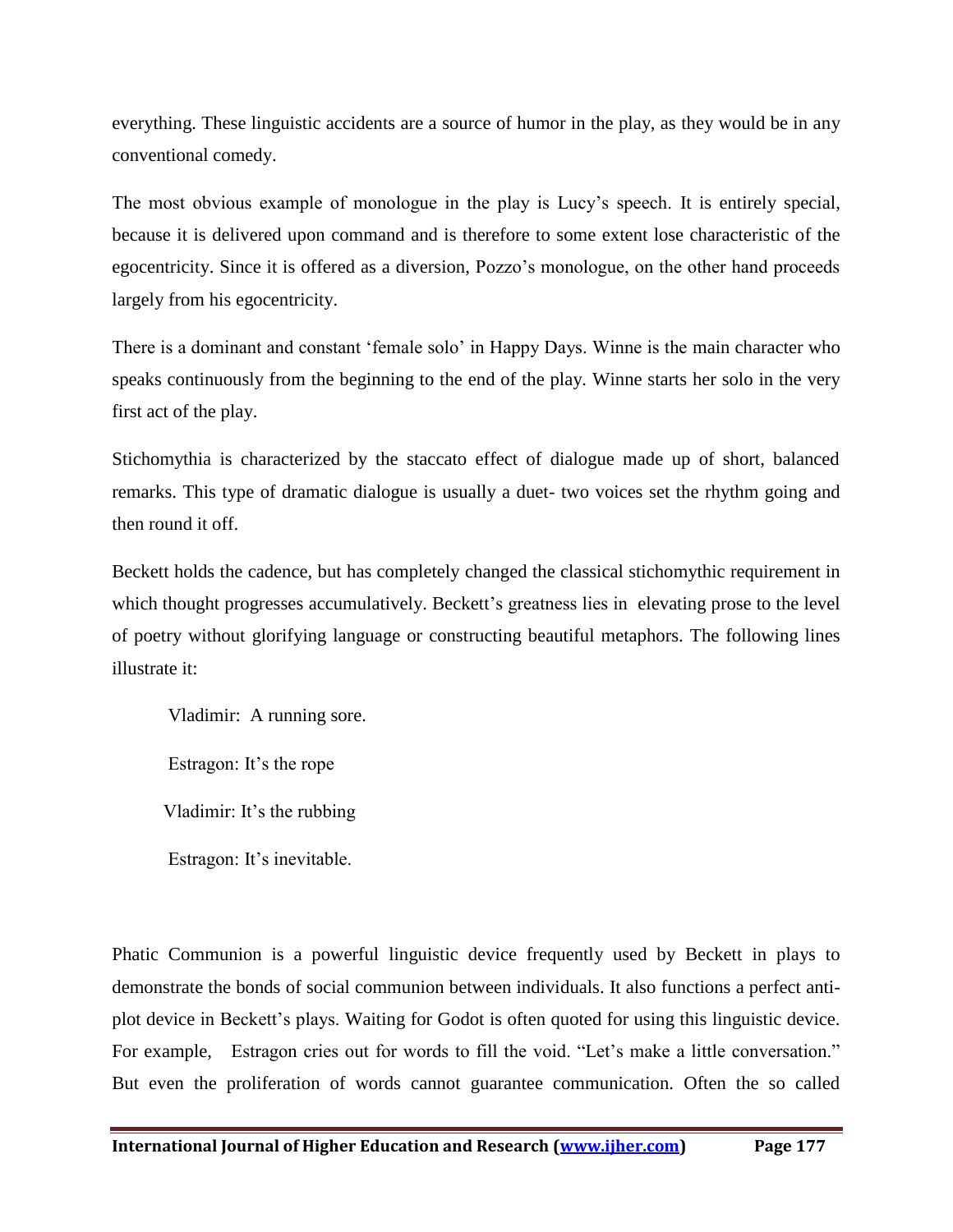everything. These linguistic accidents are a source of humor in the play, as they would be in any conventional comedy.

The most obvious example of monologue in the play is Lucy's speech. It is entirely special, because it is delivered upon command and is therefore to some extent lose characteristic of the egocentricity. Since it is offered as a diversion, Pozzo's monologue, on the other hand proceeds largely from his egocentricity.

There is a dominant and constant 'female solo' in Happy Days. Winne is the main character who speaks continuously from the beginning to the end of the play. Winne starts her solo in the very first act of the play.

Stichomythia is characterized by the staccato effect of dialogue made up of short, balanced remarks. This type of dramatic dialogue is usually a duet- two voices set the rhythm going and then round it off.

Beckett holds the cadence, but has completely changed the classical stichomythic requirement in which thought progresses accumulatively. Beckett's greatness lies in elevating prose to the level of poetry without glorifying language or constructing beautiful metaphors. The following lines illustrate it:

Vladimir: A running sore.

Estragon: It's the rope

Vladimir: It's the rubbing

Estragon: It's inevitable.

Phatic Communion is a powerful linguistic device frequently used by Beckett in plays to demonstrate the bonds of social communion between individuals. It also functions a perfect anti-plot device in Beckett's plays. Waiting for Godot is often quoted for using this linguistic device. For example, Estragon cries out for words to fill the void. "Let's make a little conversation." But even the proliferation of words cannot guarantee communication. Often the so called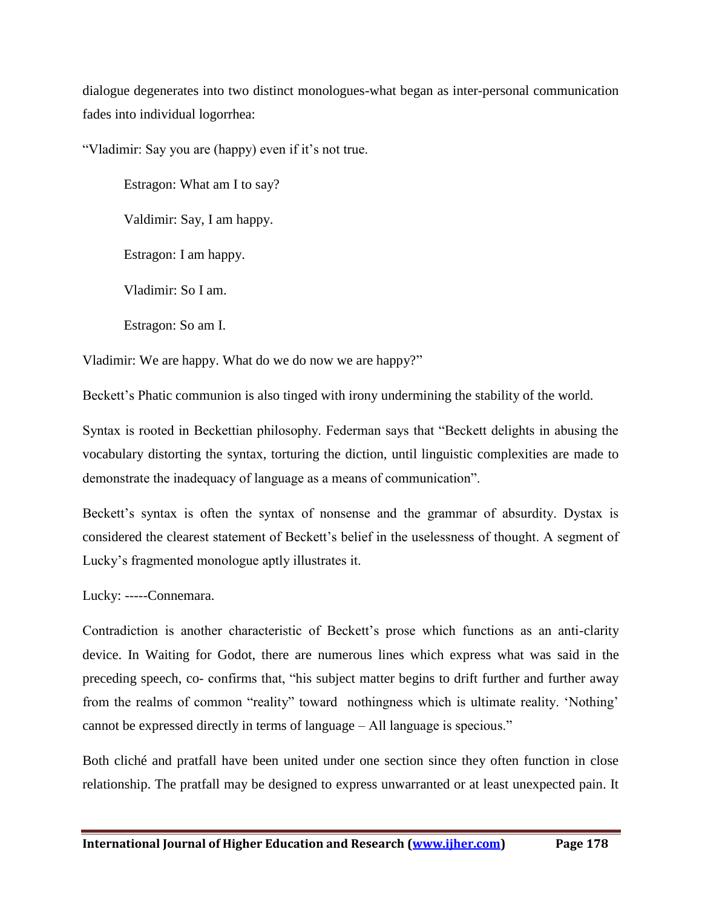dialogue degenerates into two distinct monologues-what began as inter-personal communication fades into individual logorrhea:

"Vladimir: Say you are (happy) even if it's not true.

Estragon: What am I to say?

Valdimir: Say, I am happy.

Estragon: I am happy.

Vladimir: So I am.

Estragon: So am I.

Vladimir: We are happy. What do we do now we are happy?"

Beckett's Phatic communion is also tinged with irony undermining the stability of the world.

Syntax is rooted in Beckettian philosophy. Federman says that "Beckett delights in abusing the vocabulary distorting the syntax, torturing the diction, until linguistic complexities are made to demonstrate the inadequacy of language as a means of communication".

Beckett's syntax is often the syntax of nonsense and the grammar of absurdity. Dystax is considered the clearest statement of Beckett's belief in the uselessness of thought. A segment of Lucky's fragmented monologue aptly illustrates it.

Lucky: -----Connemara.

Contradiction is another characteristic of Beckett's prose which functions as an anti-clarity device. In Waiting for Godot, there are numerous lines which express what was said in the preceding speech, co- confirms that, "his subject matter begins to drift further and further away from the realms of common "reality" toward nothingness which is ultimate reality. 'Nothing' cannot be expressed directly in terms of language – All language is specious."

Both cliché and pratfall have been united under one section since they often function in close relationship. The pratfall may be designed to express unwarranted or at least unexpected pain. It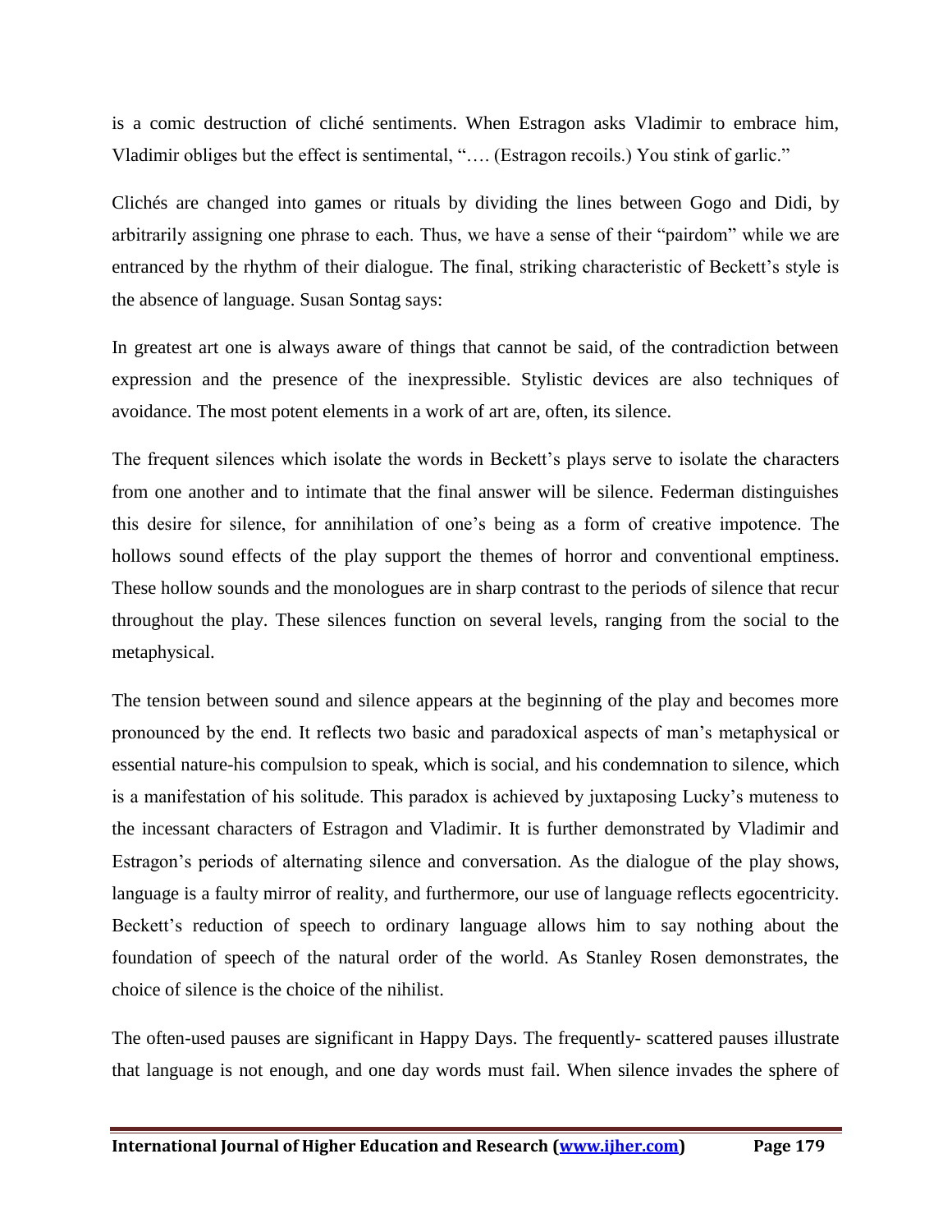is a comic destruction of cliché sentiments. When Estragon asks Vladimir to embrace him, Vladimir obliges but the effect is sentimental, "…. (Estragon recoils.) You stink of garlic."

Clichés are changed into games or rituals by dividing the lines between Gogo and Didi, by arbitrarily assigning one phrase to each. Thus, we have a sense of their "pairdom" while we are entranced by the rhythm of their dialogue. The final, striking characteristic of Beckett's style is the absence of language. Susan Sontag says:

In greatest art one is always aware of things that cannot be said, of the contradiction between expression and the presence of the inexpressible. Stylistic devices are also techniques of avoidance. The most potent elements in a work of art are, often, its silence.

The frequent silences which isolate the words in Beckett's plays serve to isolate the characters from one another and to intimate that the final answer will be silence. Federman distinguishes this desire for silence, for annihilation of one's being as a form of creative impotence. The hollows sound effects of the play support the themes of horror and conventional emptiness. These hollow sounds and the monologues are in sharp contrast to the periods of silence that recur throughout the play. These silences function on several levels, ranging from the social to the metaphysical.

The tension between sound and silence appears at the beginning of the play and becomes more pronounced by the end. It reflects two basic and paradoxical aspects of man's metaphysical or essential nature-his compulsion to speak, which is social, and his condemnation to silence, which is a manifestation of his solitude. This paradox is achieved by juxtaposing Lucky's muteness to the incessant characters of Estragon and Vladimir. It is further demonstrated by Vladimir and Estragon's periods of alternating silence and conversation. As the dialogue of the play shows, language is a faulty mirror of reality, and furthermore, our use of language reflects egocentricity. Beckett's reduction of speech to ordinary language allows him to say nothing about the foundation of speech of the natural order of the world. As Stanley Rosen demonstrates, the choice of silence is the choice of the nihilist.

The often-used pauses are significant in Happy Days. The frequently- scattered pauses illustrate that language is not enough, and one day words must fail. When silence invades the sphere of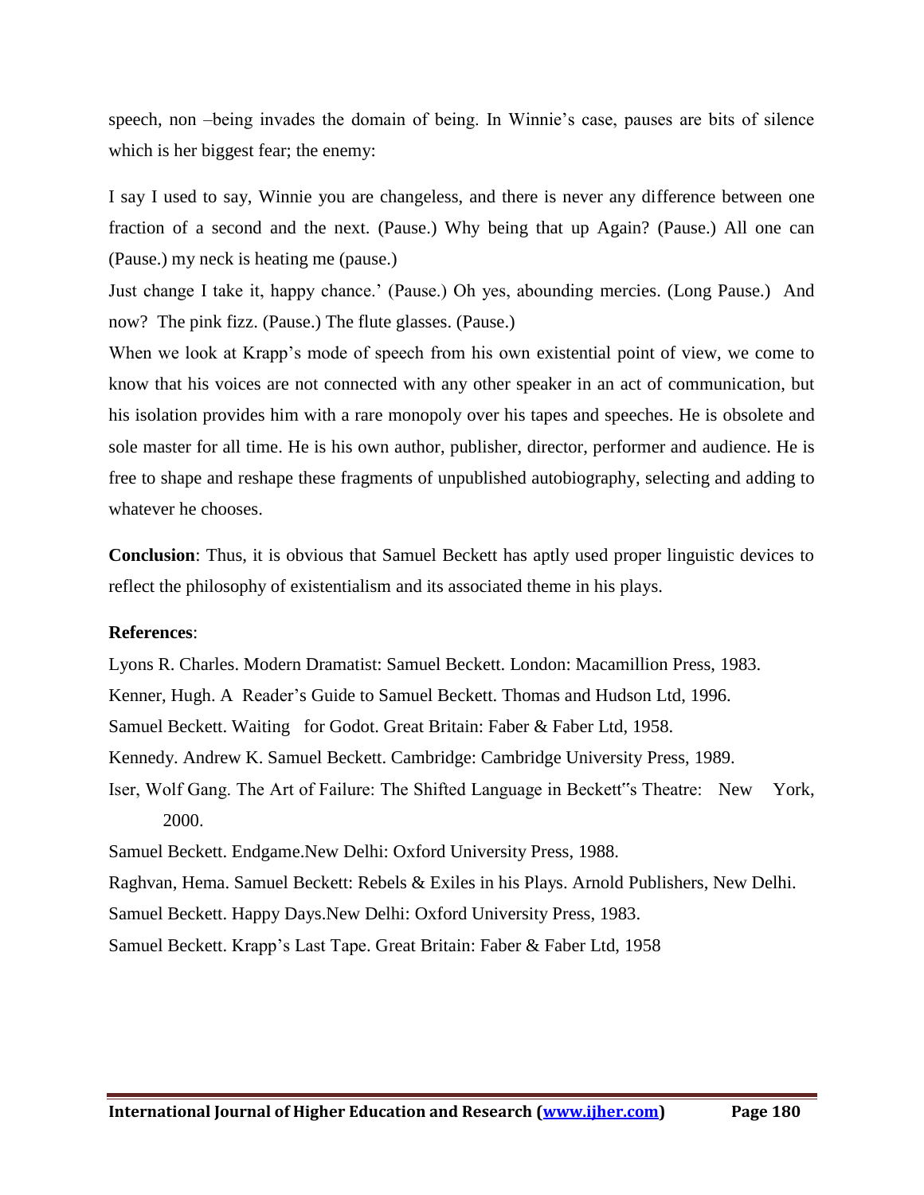speech, non –being invades the domain of being. In Winnie's case, pauses are bits of silence which is her biggest fear; the enemy:

I say I used to say, Winnie you are changeless, and there is never any difference between one fraction of a second and the next. (Pause.) Why being that up Again? (Pause.) All one can (Pause.) my neck is heating me (pause.)

Just change I take it, happy chance.' (Pause.) Oh yes, abounding mercies. (Long Pause.) And now? The pink fizz. (Pause.) The flute glasses. (Pause.)

When we look at Krapp's mode of speech from his own existential point of view, we come to know that his voices are not connected with any other speaker in an act of communication, but his isolation provides him with a rare monopoly over his tapes and speeches. He is obsolete and sole master for all time. He is his own author, publisher, director, performer and audience. He is free to shape and reshape these fragments of unpublished autobiography, selecting and adding to whatever he chooses.

**Conclusion**: Thus, it is obvious that Samuel Beckett has aptly used proper linguistic devices to reflect the philosophy of existentialism and its associated theme in his plays.

**References**:

Lyons R. Charles. Modern Dramatist: Samuel Beckett. London: Macamillion Press, 1983.

Kenner, Hugh. A Reader's Guide to Samuel Beckett. Thomas and Hudson Ltd, 1996.

Samuel Beckett. Waiting for Godot. Great Britain: Faber & Faber Ltd, 1958.

Kennedy. Andrew K. Samuel Beckett. Cambridge: Cambridge University Press, 1989.

Iser, Wolf Gang. The Art of Failure: The Shifted Language in Beckett"s Theatre: New York, 2000.

Samuel Beckett. Endgame.New Delhi: Oxford University Press, 1988.

Raghvan, Hema. Samuel Beckett: Rebels & Exiles in his Plays. Arnold Publishers, New Delhi.

Samuel Beckett. Happy Days.New Delhi: Oxford University Press, 1983.

Samuel Beckett. Krapp's Last Tape. Great Britain: Faber & Faber Ltd, 1958